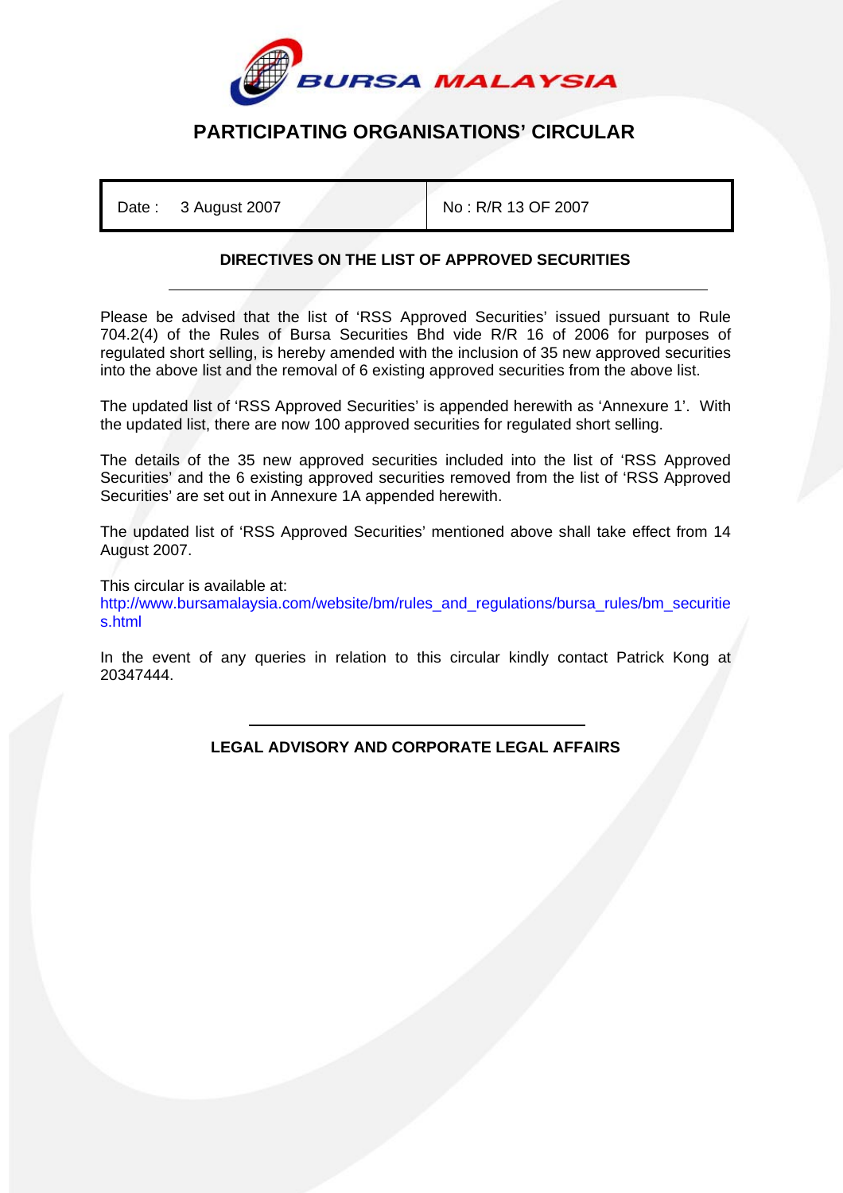# PARTICIPATING ORGANISATIONS' CIRCULAR

| Date : 3 August 2007 | No : R/R 13 OF 2007 |
| --- | --- |

## DIRECTIVES ON THE LIST OF APPROVED SECURITIES

Please be advised that the list of 'RSS Approved Securities' issued pursuant to Rule 704.2(4) of the Rules of Bursa Securities Bhd vide R/R 16 of 2006 for purposes of regulated short selling, is hereby amended with the inclusion of 35 new approved securities into the above list and the removal of 6 existing approved securities from the above list.

The updated list of 'RSS Approved Securities' is appended herewith as 'Annexure 1'. With the updated list, there are now 100 approved securities for regulated short selling.

The details of the 35 new approved securities included into the list of 'RSS Approved Securities' and the 6 existing approved securities removed from the list of 'RSS Approved Securities' are set out in Annexure 1A appended herewith.

The updated list of 'RSS Approved Securities' mentioned above shall take effect from 14 August 2007.

This circular is available at:
http://www.bursamalaysia.com/website/bm/rules_and_regulations/bursa_rules/bm_securities.html

In the event of any queries in relation to this circular kindly contact Patrick Kong at 20347444.

**LEGAL ADVISORY AND CORPORATE LEGAL AFFAIRS**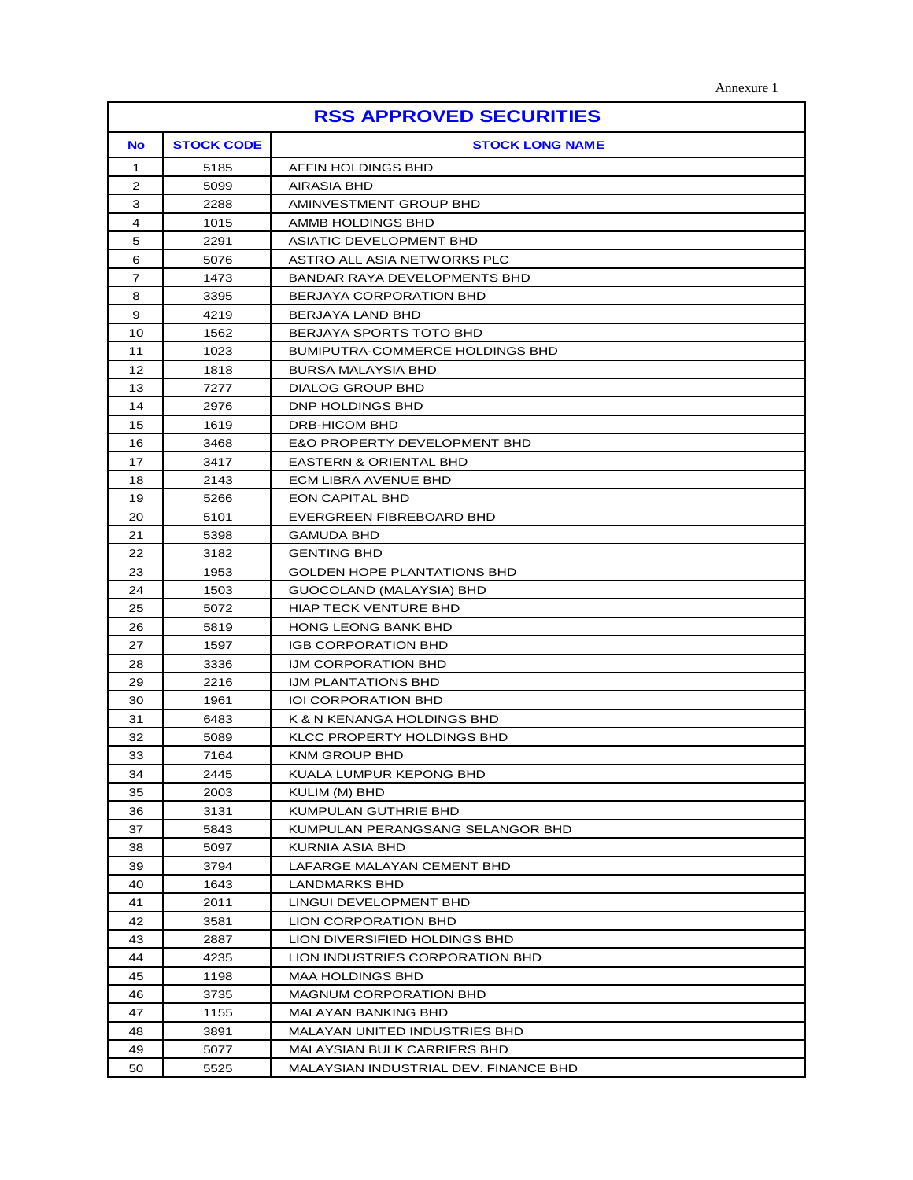Annexure 1

| RSS APPROVED SECURITIES | | |
|---|---|---|
| **No** | **STOCK CODE** | **STOCK LONG NAME** |
| 1 | 5185 | AFFIN HOLDINGS BHD |
| 2 | 5099 | AIRASIA BHD |
| 3 | 2288 | AMINVESTMENT GROUP BHD |
| 4 | 1015 | AMMB HOLDINGS BHD |
| 5 | 2291 | ASIATIC DEVELOPMENT BHD |
| 6 | 5076 | ASTRO ALL ASIA NETWORKS PLC |
| 7 | 1473 | BANDAR RAYA DEVELOPMENTS BHD |
| 8 | 3395 | BERJAYA CORPORATION BHD |
| 9 | 4219 | BERJAYA LAND BHD |
| 10 | 1562 | BERJAYA SPORTS TOTO BHD |
| 11 | 1023 | BUMIPUTRA-COMMERCE HOLDINGS BHD |
| 12 | 1818 | BURSA MALAYSIA BHD |
| 13 | 7277 | DIALOG GROUP BHD |
| 14 | 2976 | DNP HOLDINGS BHD |
| 15 | 1619 | DRB-HICOM BHD |
| 16 | 3468 | E&O PROPERTY DEVELOPMENT BHD |
| 17 | 3417 | EASTERN & ORIENTAL BHD |
| 18 | 2143 | ECM LIBRA AVENUE BHD |
| 19 | 5266 | EON CAPITAL BHD |
| 20 | 5101 | EVERGREEN FIBREBOARD BHD |
| 21 | 5398 | GAMUDA BHD |
| 22 | 3182 | GENTING BHD |
| 23 | 1953 | GOLDEN HOPE PLANTATIONS BHD |
| 24 | 1503 | GUOCOLAND (MALAYSIA) BHD |
| 25 | 5072 | HIAP TECK VENTURE BHD |
| 26 | 5819 | HONG LEONG BANK BHD |
| 27 | 1597 | IGB CORPORATION BHD |
| 28 | 3336 | IJM CORPORATION BHD |
| 29 | 2216 | IJM PLANTATIONS BHD |
| 30 | 1961 | IOI CORPORATION BHD |
| 31 | 6483 | K & N KENANGA HOLDINGS BHD |
| 32 | 5089 | KLCC PROPERTY HOLDINGS BHD |
| 33 | 7164 | KNM GROUP BHD |
| 34 | 2445 | KUALA LUMPUR KEPONG BHD |
| 35 | 2003 | KULIM (M) BHD |
| 36 | 3131 | KUMPULAN GUTHRIE BHD |
| 37 | 5843 | KUMPULAN PERANGSANG SELANGOR BHD |
| 38 | 5097 | KURNIA ASIA BHD |
| 39 | 3794 | LAFARGE MALAYAN CEMENT BHD |
| 40 | 1643 | LANDMARKS BHD |
| 41 | 2011 | LINGUI DEVELOPMENT BHD |
| 42 | 3581 | LION CORPORATION BHD |
| 43 | 2887 | LION DIVERSIFIED HOLDINGS BHD |
| 44 | 4235 | LION INDUSTRIES CORPORATION BHD |
| 45 | 1198 | MAA HOLDINGS BHD |
| 46 | 3735 | MAGNUM CORPORATION BHD |
| 47 | 1155 | MALAYAN BANKING BHD |
| 48 | 3891 | MALAYAN UNITED INDUSTRIES BHD |
| 49 | 5077 | MALAYSIAN BULK CARRIERS BHD |
| 50 | 5525 | MALAYSIAN INDUSTRIAL DEV. FINANCE BHD |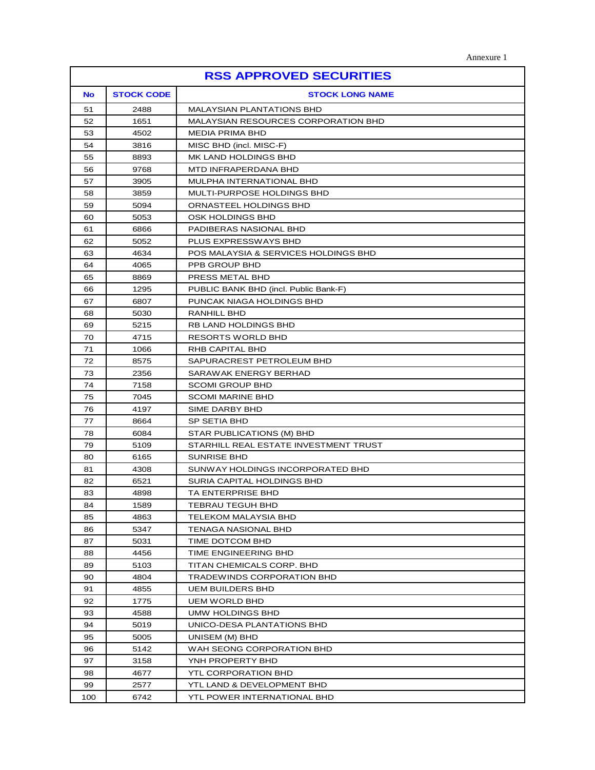Annexure 1

## RSS APPROVED SECURITIES

| No | STOCK CODE | STOCK LONG NAME |
|---|---|---|
| 51 | 2488 | MALAYSIAN PLANTATIONS BHD |
| 52 | 1651 | MALAYSIAN RESOURCES CORPORATION BHD |
| 53 | 4502 | MEDIA PRIMA BHD |
| 54 | 3816 | MISC BHD (incl. MISC-F) |
| 55 | 8893 | MK LAND HOLDINGS BHD |
| 56 | 9768 | MTD INFRAPERDANA BHD |
| 57 | 3905 | MULPHA INTERNATIONAL BHD |
| 58 | 3859 | MULTI-PURPOSE HOLDINGS BHD |
| 59 | 5094 | ORNASTEEL HOLDINGS BHD |
| 60 | 5053 | OSK HOLDINGS BHD |
| 61 | 6866 | PADIBERAS NASIONAL BHD |
| 62 | 5052 | PLUS EXPRESSWAYS BHD |
| 63 | 4634 | POS MALAYSIA & SERVICES HOLDINGS BHD |
| 64 | 4065 | PPB GROUP BHD |
| 65 | 8869 | PRESS METAL BHD |
| 66 | 1295 | PUBLIC BANK BHD (incl. Public Bank-F) |
| 67 | 6807 | PUNCAK NIAGA HOLDINGS BHD |
| 68 | 5030 | RANHILL BHD |
| 69 | 5215 | RB LAND HOLDINGS BHD |
| 70 | 4715 | RESORTS WORLD BHD |
| 71 | 1066 | RHB CAPITAL BHD |
| 72 | 8575 | SAPURACREST PETROLEUM BHD |
| 73 | 2356 | SARAWAK ENERGY BERHAD |
| 74 | 7158 | SCOMI GROUP BHD |
| 75 | 7045 | SCOMI MARINE BHD |
| 76 | 4197 | SIME DARBY BHD |
| 77 | 8664 | SP SETIA BHD |
| 78 | 6084 | STAR PUBLICATIONS (M) BHD |
| 79 | 5109 | STARHILL REAL ESTATE INVESTMENT TRUST |
| 80 | 6165 | SUNRISE BHD |
| 81 | 4308 | SUNWAY HOLDINGS INCORPORATED BHD |
| 82 | 6521 | SURIA CAPITAL HOLDINGS BHD |
| 83 | 4898 | TA ENTERPRISE BHD |
| 84 | 1589 | TEBRAU TEGUH BHD |
| 85 | 4863 | TELEKOM MALAYSIA BHD |
| 86 | 5347 | TENAGA NASIONAL BHD |
| 87 | 5031 | TIME DOTCOM BHD |
| 88 | 4456 | TIME ENGINEERING BHD |
| 89 | 5103 | TITAN CHEMICALS CORP. BHD |
| 90 | 4804 | TRADEWINDS CORPORATION BHD |
| 91 | 4855 | UEM BUILDERS BHD |
| 92 | 1775 | UEM WORLD BHD |
| 93 | 4588 | UMW HOLDINGS BHD |
| 94 | 5019 | UNICO-DESA PLANTATIONS BHD |
| 95 | 5005 | UNISEM (M) BHD |
| 96 | 5142 | WAH SEONG CORPORATION BHD |
| 97 | 3158 | YNH PROPERTY BHD |
| 98 | 4677 | YTL CORPORATION BHD |
| 99 | 2577 | YTL LAND & DEVELOPMENT BHD |
| 100 | 6742 | YTL POWER INTERNATIONAL BHD |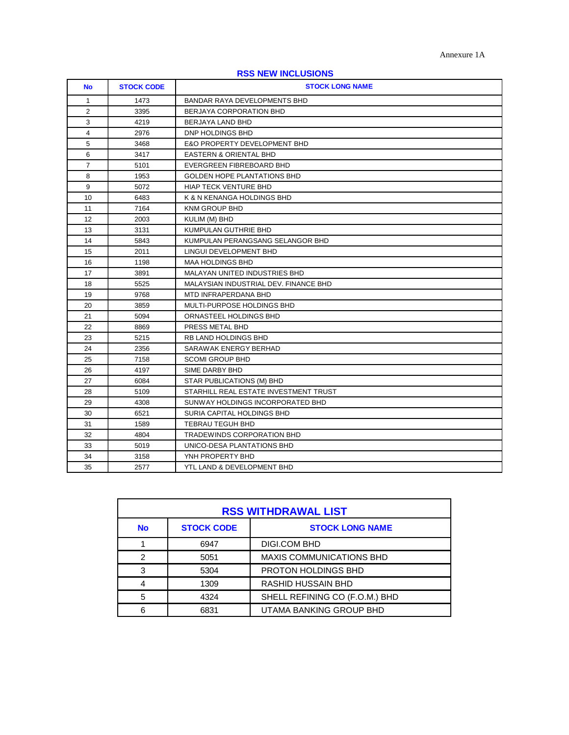Annexure 1A

## RSS NEW INCLUSIONS

| No | STOCK CODE | STOCK LONG NAME |
|---|---|---|
| 1 | 1473 | BANDAR RAYA DEVELOPMENTS BHD |
| 2 | 3395 | BERJAYA CORPORATION BHD |
| 3 | 4219 | BERJAYA LAND BHD |
| 4 | 2976 | DNP HOLDINGS BHD |
| 5 | 3468 | E&O PROPERTY DEVELOPMENT BHD |
| 6 | 3417 | EASTERN & ORIENTAL BHD |
| 7 | 5101 | EVERGREEN FIBREBOARD BHD |
| 8 | 1953 | GOLDEN HOPE PLANTATIONS BHD |
| 9 | 5072 | HIAP TECK VENTURE BHD |
| 10 | 6483 | K & N KENANGA HOLDINGS BHD |
| 11 | 7164 | KNM GROUP BHD |
| 12 | 2003 | KULIM (M) BHD |
| 13 | 3131 | KUMPULAN GUTHRIE BHD |
| 14 | 5843 | KUMPULAN PERANGSANG SELANGOR BHD |
| 15 | 2011 | LINGUI DEVELOPMENT BHD |
| 16 | 1198 | MAA HOLDINGS BHD |
| 17 | 3891 | MALAYAN UNITED INDUSTRIES BHD |
| 18 | 5525 | MALAYSIAN INDUSTRIAL DEV. FINANCE BHD |
| 19 | 9768 | MTD INFRAPERDANA BHD |
| 20 | 3859 | MULTI-PURPOSE HOLDINGS BHD |
| 21 | 5094 | ORNASTEEL HOLDINGS BHD |
| 22 | 8869 | PRESS METAL BHD |
| 23 | 5215 | RB LAND HOLDINGS BHD |
| 24 | 2356 | SARAWAK ENERGY BERHAD |
| 25 | 7158 | SCOMI GROUP BHD |
| 26 | 4197 | SIME DARBY BHD |
| 27 | 6084 | STAR PUBLICATIONS (M) BHD |
| 28 | 5109 | STARHILL REAL ESTATE INVESTMENT TRUST |
| 29 | 4308 | SUNWAY HOLDINGS INCORPORATED BHD |
| 30 | 6521 | SURIA CAPITAL HOLDINGS BHD |
| 31 | 1589 | TEBRAU TEGUH BHD |
| 32 | 4804 | TRADEWINDS CORPORATION BHD |
| 33 | 5019 | UNICO-DESA PLANTATIONS BHD |
| 34 | 3158 | YNH PROPERTY BHD |
| 35 | 2577 | YTL LAND & DEVELOPMENT BHD |

## RSS WITHDRAWAL LIST

| No | STOCK CODE | STOCK LONG NAME |
|---|---|---|
| 1 | 6947 | DIGI.COM BHD |
| 2 | 5051 | MAXIS COMMUNICATIONS BHD |
| 3 | 5304 | PROTON HOLDINGS BHD |
| 4 | 1309 | RASHID HUSSAIN BHD |
| 5 | 4324 | SHELL REFINING CO (F.O.M.) BHD |
| 6 | 6831 | UTAMA BANKING GROUP BHD |